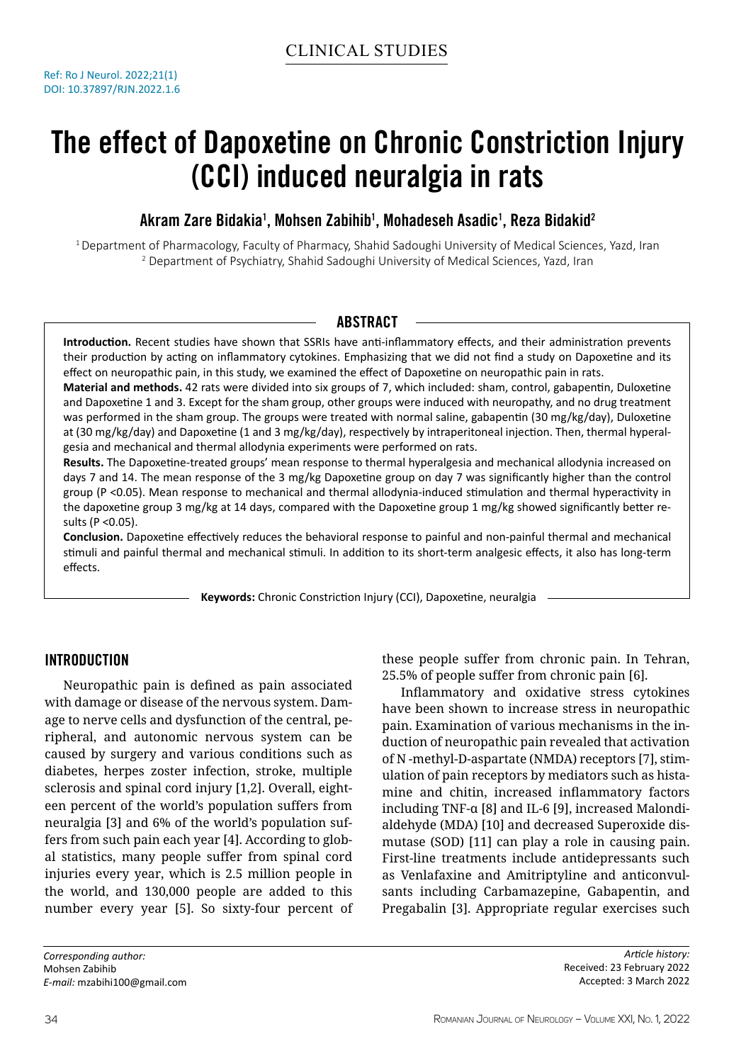CLINICAL STUDIES

Ref: Ro J Neurol. 2022;21(1)
DOI: 10.37897/RJN.2022.1.6

# The effect of Dapoxetine on Chronic Constriction Injury (CCI) induced neuralgia in rats

**Akram Zare Bidakia[1], Mohsen Zabihib[1], Mohadeseh Asadic[1], Reza Bidakid[2]**

[1] Department of Pharmacology, Faculty of Pharmacy, Shahid Sadoughi University of Medical Sciences, Yazd, Iran
[2] Department of Psychiatry, Shahid Sadoughi University of Medical Sciences, Yazd, Iran

## ABSTRACT

**Introduction.** Recent studies have shown that SSRIs have anti-inflammatory effects, and their administration prevents their production by acting on inflammatory cytokines. Emphasizing that we did not find a study on Dapoxetine and its effect on neuropathic pain, in this study, we examined the effect of Dapoxetine on neuropathic pain in rats.

**Material and methods.** 42 rats were divided into six groups of 7, which included: sham, control, gabapentin, Duloxetine and Dapoxetine 1 and 3. Except for the sham group, other groups were induced with neuropathy, and no drug treatment was performed in the sham group. The groups were treated with normal saline, gabapentin (30 mg/kg/day), Duloxetine at (30 mg/kg/day) and Dapoxetine (1 and 3 mg/kg/day), respectively by intraperitoneal injection. Then, thermal hyperalgesia and mechanical and thermal allodynia experiments were performed on rats.

**Results.** The Dapoxetine-treated groups' mean response to thermal hyperalgesia and mechanical allodynia increased on days 7 and 14. The mean response of the 3 mg/kg Dapoxetine group on day 7 was significantly higher than the control group ($P < 0.05$). Mean response to mechanical and thermal allodynia-induced stimulation and thermal hyperactivity in the dapoxetine group 3 mg/kg at 14 days, compared with the Dapoxetine group 1 mg/kg showed significantly better results ($P < 0.05$).

**Conclusion.** Dapoxetine effectively reduces the behavioral response to painful and non-painful thermal and mechanical stimuli and painful thermal and mechanical stimuli. In addition to its short-term analgesic effects, it also has long-term effects.

**Keywords:** Chronic Constriction Injury (CCI), Dapoxetine, neuralgia

## INTRODUCTION

Neuropathic pain is defined as pain associated with damage or disease of the nervous system. Damage to nerve cells and dysfunction of the central, peripheral, and autonomic nervous system can be caused by surgery and various conditions such as diabetes, herpes zoster infection, stroke, multiple sclerosis and spinal cord injury [1,2]. Overall, eighteen percent of the world's population suffers from neuralgia [3] and 6% of the world's population suffers from such pain each year [4]. According to global statistics, many people suffer from spinal cord injuries every year, which is 2.5 million people in the world, and 130,000 people are added to this number every year [5]. So sixty-four percent of these people suffer from chronic pain. In Tehran, 25.5% of people suffer from chronic pain [6].

Inflammatory and oxidative stress cytokines have been shown to increase stress in neuropathic pain. Examination of various mechanisms in the induction of neuropathic pain revealed that activation of N -methyl-D-aspartate (NMDA) receptors [7], stimulation of pain receptors by mediators such as histamine and chitin, increased inflammatory factors including TNF-α [8] and IL-6 [9], increased Malondialdehyde (MDA) [10] and decreased Superoxide dismutase (SOD) [11] can play a role in causing pain. First-line treatments include antidepressants such as Venlafaxine and Amitriptyline and anticonvulsants including Carbamazepine, Gabapentin, and Pregabalin [3]. Appropriate regular exercises such

*Corresponding author:*
Mohsen Zabihib
*E-mail:* mzabihi100@gmail.com

*Article history:*
Received: 23 February 2022
Accepted: 3 March 2022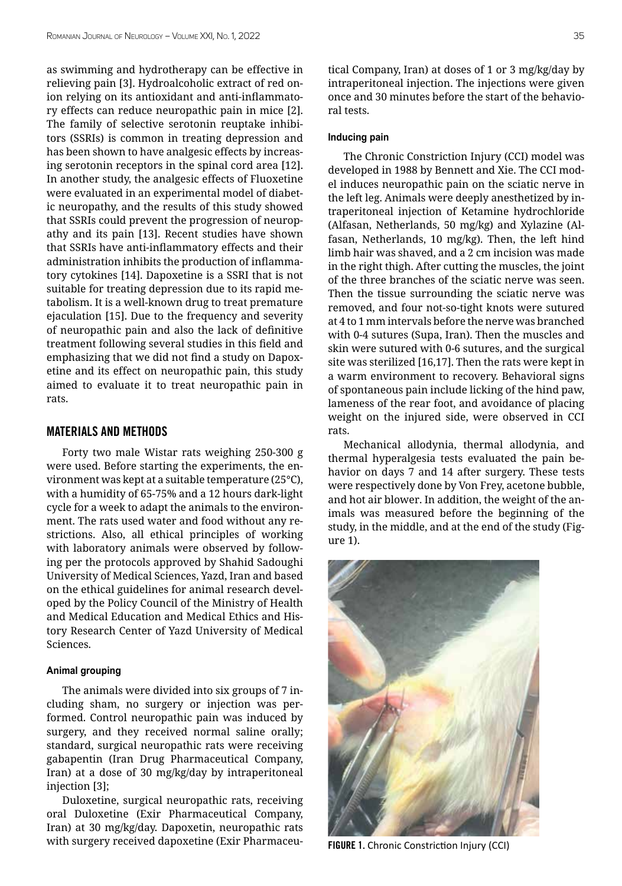as swimming and hydrotherapy can be effective in relieving pain [3]. Hydroalcoholic extract of red onion relying on its antioxidant and anti-inflammatory effects can reduce neuropathic pain in mice [2]. The family of selective serotonin reuptake inhibitors (SSRIs) is common in treating depression and has been shown to have analgesic effects by increasing serotonin receptors in the spinal cord area [12]. In another study, the analgesic effects of Fluoxetine were evaluated in an experimental model of diabetic neuropathy, and the results of this study showed that SSRIs could prevent the progression of neuropathy and its pain [13]. Recent studies have shown that SSRIs have anti-inflammatory effects and their administration inhibits the production of inflammatory cytokines [14]. Dapoxetine is a SSRI that is not suitable for treating depression due to its rapid metabolism. It is a well-known drug to treat premature ejaculation [15]. Due to the frequency and severity of neuropathic pain and also the lack of definitive treatment following several studies in this field and emphasizing that we did not find a study on Dapoxetine and its effect on neuropathic pain, this study aimed to evaluate it to treat neuropathic pain in rats.

## MATERIALS AND METHODS

Forty two male Wistar rats weighing 250-300 g were used. Before starting the experiments, the environment was kept at a suitable temperature (25°C), with a humidity of 65-75% and a 12 hours dark-light cycle for a week to adapt the animals to the environment. The rats used water and food without any restrictions. Also, all ethical principles of working with laboratory animals were observed by following per the protocols approved by Shahid Sadoughi University of Medical Sciences, Yazd, Iran and based on the ethical guidelines for animal research developed by the Policy Council of the Ministry of Health and Medical Education and Medical Ethics and History Research Center of Yazd University of Medical Sciences.

### Animal grouping

The animals were divided into six groups of 7 including sham, no surgery or injection was performed. Control neuropathic pain was induced by surgery, and they received normal saline orally; standard, surgical neuropathic rats were receiving gabapentin (Iran Drug Pharmaceutical Company, Iran) at a dose of 30 mg/kg/day by intraperitoneal injection [3];

Duloxetine, surgical neuropathic rats, receiving oral Duloxetine (Exir Pharmaceutical Company, Iran) at 30 mg/kg/day. Dapoxetin, neuropathic rats with surgery received dapoxetine (Exir Pharmaceutical Company, Iran) at doses of 1 or 3 mg/kg/day by intraperitoneal injection. The injections were given once and 30 minutes before the start of the behavioral tests.

### Inducing pain

The Chronic Constriction Injury (CCI) model was developed in 1988 by Bennett and Xie. The CCI model induces neuropathic pain on the sciatic nerve in the left leg. Animals were deeply anesthetized by intraperitoneal injection of Ketamine hydrochloride (Alfasan, Netherlands, 50 mg/kg) and Xylazine (Alfasan, Netherlands, 10 mg/kg). Then, the left hind limb hair was shaved, and a 2 cm incision was made in the right thigh. After cutting the muscles, the joint of the three branches of the sciatic nerve was seen. Then the tissue surrounding the sciatic nerve was removed, and four not-so-tight knots were sutured at 4 to 1 mm intervals before the nerve was branched with 0-4 sutures (Supa, Iran). Then the muscles and skin were sutured with 0-6 sutures, and the surgical site was sterilized [16,17]. Then the rats were kept in a warm environment to recovery. Behavioral signs of spontaneous pain include licking of the hind paw, lameness of the rear foot, and avoidance of placing weight on the injured side, were observed in CCI rats.

Mechanical allodynia, thermal allodynia, and thermal hyperalgesia tests evaluated the pain behavior on days 7 and 14 after surgery. These tests were respectively done by Von Frey, acetone bubble, and hot air blower. In addition, the weight of the animals was measured before the beginning of the study, in the middle, and at the end of the study (Figure 1).

**FIGURE 1.** Chronic Constriction Injury (CCI)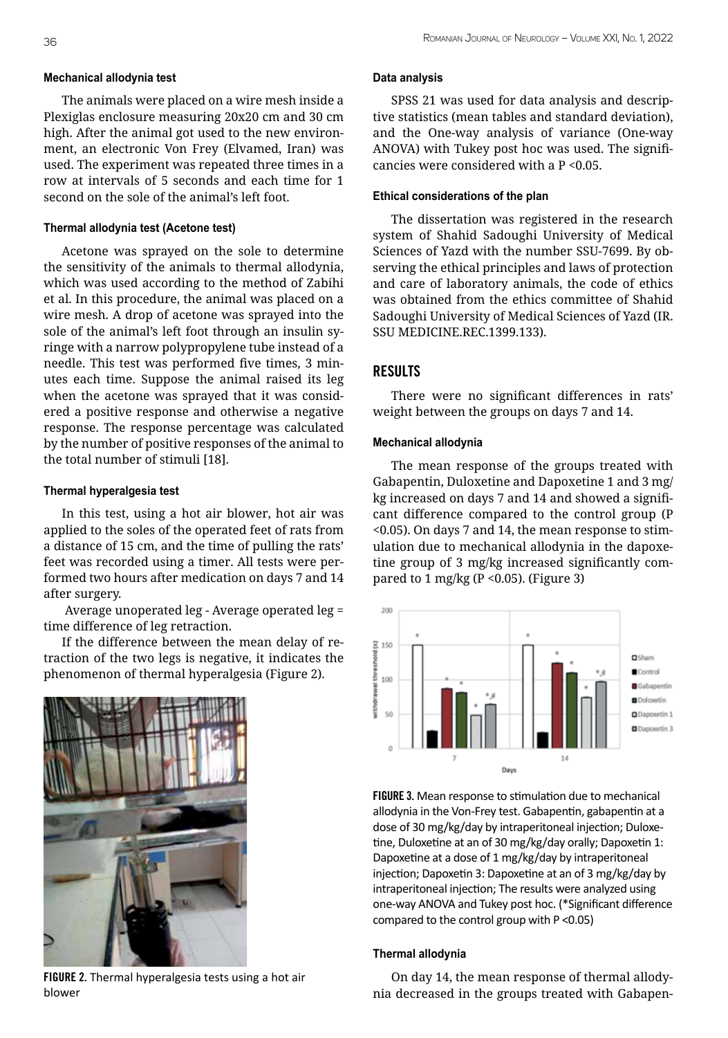### Mechanical allodynia test

The animals were placed on a wire mesh inside a Plexiglas enclosure measuring 20x20 cm and 30 cm high. After the animal got used to the new environment, an electronic Von Frey (Elvamed, Iran) was used. The experiment was repeated three times in a row at intervals of 5 seconds and each time for 1 second on the sole of the animal's left foot.

### Thermal allodynia test (Acetone test)

Acetone was sprayed on the sole to determine the sensitivity of the animals to thermal allodynia, which was used according to the method of Zabihi et al. In this procedure, the animal was placed on a wire mesh. A drop of acetone was sprayed into the sole of the animal's left foot through an insulin syringe with a narrow polypropylene tube instead of a needle. This test was performed five times, 3 minutes each time. Suppose the animal raised its leg when the acetone was sprayed that it was considered a positive response and otherwise a negative response. The response percentage was calculated by the number of positive responses of the animal to the total number of stimuli [18].

### Thermal hyperalgesia test

In this test, using a hot air blower, hot air was applied to the soles of the operated feet of rats from a distance of 15 cm, and the time of pulling the rats' feet was recorded using a timer. All tests were performed two hours after medication on days 7 and 14 after surgery.

Average unoperated leg - Average operated leg = time difference of leg retraction.

If the difference between the mean delay of retraction of the two legs is negative, it indicates the phenomenon of thermal hyperalgesia (Figure 2).

**FIGURE 2.** Thermal hyperalgesia tests using a hot air blower

### Data analysis

SPSS 21 was used for data analysis and descriptive statistics (mean tables and standard deviation), and the One-way analysis of variance (One-way ANOVA) with Tukey post hoc was used. The significancies were considered with a P <0.05.

### Ethical considerations of the plan

The dissertation was registered in the research system of Shahid Sadoughi University of Medical Sciences of Yazd with the number SSU-7699. By observing the ethical principles and laws of protection and care of laboratory animals, the code of ethics was obtained from the ethics committee of Shahid Sadoughi University of Medical Sciences of Yazd (IR.SSU MEDICINE.REC.1399.133).

## RESULTS

There were no significant differences in rats' weight between the groups on days 7 and 14.

### Mechanical allodynia

The mean response of the groups treated with Gabapentin, Duloxetine and Dapoxetine 1 and 3 mg/kg increased on days 7 and 14 and showed a significant difference compared to the control group (P <0.05). On days 7 and 14, the mean response to stimulation due to mechanical allodynia in the dapoxetine group of 3 mg/kg increased significantly compared to 1 mg/kg (P <0.05). (Figure 3)

**FIGURE 3.** Mean response to stimulation due to mechanical allodynia in the Von-Frey test. Gabapentin, gabapentin at a dose of 30 mg/kg/day by intraperitoneal injection; Duloxetine, Duloxetine at an of 30 mg/kg/day orally; Dapoxetin 1: Dapoxetine at a dose of 1 mg/kg/day by intraperitoneal injection; Dapoxetin 3: Dapoxetine at an of 3 mg/kg/day by intraperitoneal injection; The results were analyzed using one-way ANOVA and Tukey post hoc. (*Significant difference compared to the control group with P <0.05)

### Thermal allodynia

On day 14, the mean response of thermal allodynia decreased in the groups treated with Gabapen-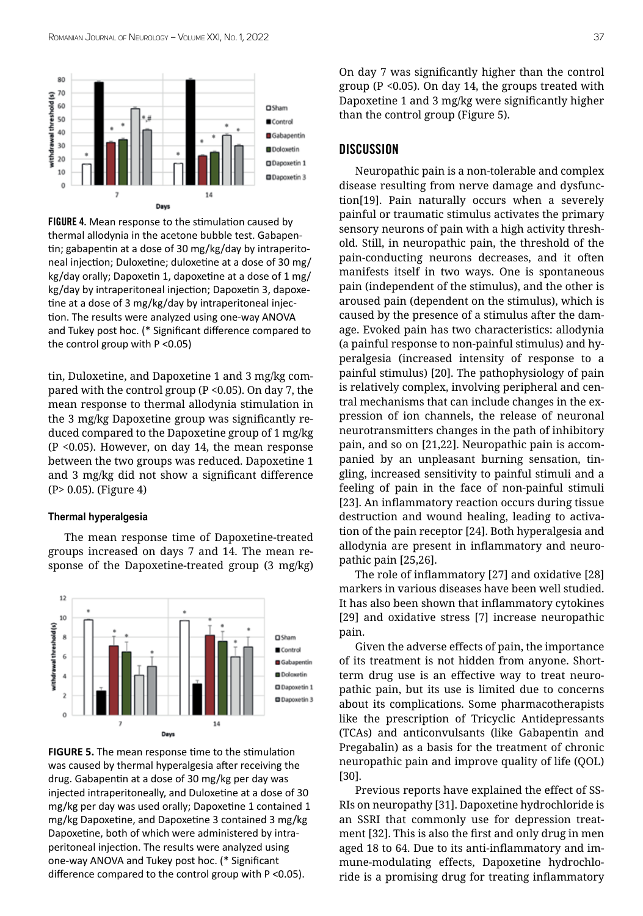FIGURE 4. Mean response to the stimulation caused by thermal allodynia in the acetone bubble test. Gabapentin; gabapentin at a dose of 30 mg/kg/day by intraperitoneal injection; Duloxetine; duloxetine at a dose of 30 mg/kg/day orally; Dapoxetin 1, dapoxetine at a dose of 1 mg/kg/day by intraperitoneal injection; Dapoxetin 3, dapoxetine at a dose of 3 mg/kg/day by intraperitoneal injection. The results were analyzed using one-way ANOVA and Tukey post hoc. (* Significant difference compared to the control group with P <0.05)

tin, Duloxetine, and Dapoxetine 1 and 3 mg/kg compared with the control group (P <0.05). On day 7, the mean response to thermal allodynia stimulation in the 3 mg/kg Dapoxetine group was significantly reduced compared to the Dapoxetine group of 1 mg/kg (P <0.05). However, on day 14, the mean response between the two groups was reduced. Dapoxetine 1 and 3 mg/kg did not show a significant difference (P> 0.05). (Figure 4)

#### Thermal hyperalgesia

The mean response time of Dapoxetine-treated groups increased on days 7 and 14. The mean response of the Dapoxetine-treated group (3 mg/kg)

FIGURE 5. The mean response time to the stimulation was caused by thermal hyperalgesia after receiving the drug. Gabapentin at a dose of 30 mg/kg per day was injected intraperitoneally, and Duloxetine at a dose of 30 mg/kg per day was used orally; Dapoxetine 1 contained 1 mg/kg Dapoxetine, and Dapoxetine 3 contained 3 mg/kg Dapoxetine, both of which were administered by intraperitoneal injection. The results were analyzed using one-way ANOVA and Tukey post hoc. (* Significant difference compared to the control group with P <0.05).

On day 7 was significantly higher than the control group (P <0.05). On day 14, the groups treated with Dapoxetine 1 and 3 mg/kg were significantly higher than the control group (Figure 5).

## DISCUSSION

Neuropathic pain is a non-tolerable and complex disease resulting from nerve damage and dysfunction[19]. Pain naturally occurs when a severely painful or traumatic stimulus activates the primary sensory neurons of pain with a high activity threshold. Still, in neuropathic pain, the threshold of the pain-conducting neurons decreases, and it often manifests itself in two ways. One is spontaneous pain (independent of the stimulus), and the other is aroused pain (dependent on the stimulus), which is caused by the presence of a stimulus after the damage. Evoked pain has two characteristics: allodynia (a painful response to non-painful stimulus) and hyperalgesia (increased intensity of response to a painful stimulus) [20]. The pathophysiology of pain is relatively complex, involving peripheral and central mechanisms that can include changes in the expression of ion channels, the release of neuronal neurotransmitters changes in the path of inhibitory pain, and so on [21,22]. Neuropathic pain is accompanied by an unpleasant burning sensation, tingling, increased sensitivity to painful stimuli and a feeling of pain in the face of non-painful stimuli [23]. An inflammatory reaction occurs during tissue destruction and wound healing, leading to activation of the pain receptor [24]. Both hyperalgesia and allodynia are present in inflammatory and neuropathic pain [25,26].

The role of inflammatory [27] and oxidative [28] markers in various diseases have been well studied. It has also been shown that inflammatory cytokines [29] and oxidative stress [7] increase neuropathic pain.

Given the adverse effects of pain, the importance of its treatment is not hidden from anyone. Short-term drug use is an effective way to treat neuropathic pain, but its use is limited due to concerns about its complications. Some pharmacotherapists like the prescription of Tricyclic Antidepressants (TCAs) and anticonvulsants (like Gabapentin and Pregabalin) as a basis for the treatment of chronic neuropathic pain and improve quality of life (QOL) [30].

Previous reports have explained the effect of SSRIs on neuropathy [31]. Dapoxetine hydrochloride is an SSRI that commonly use for depression treatment [32]. This is also the first and only drug in men aged 18 to 64. Due to its anti-inflammatory and immune-modulating effects, Dapoxetine hydrochloride is a promising drug for treating inflammatory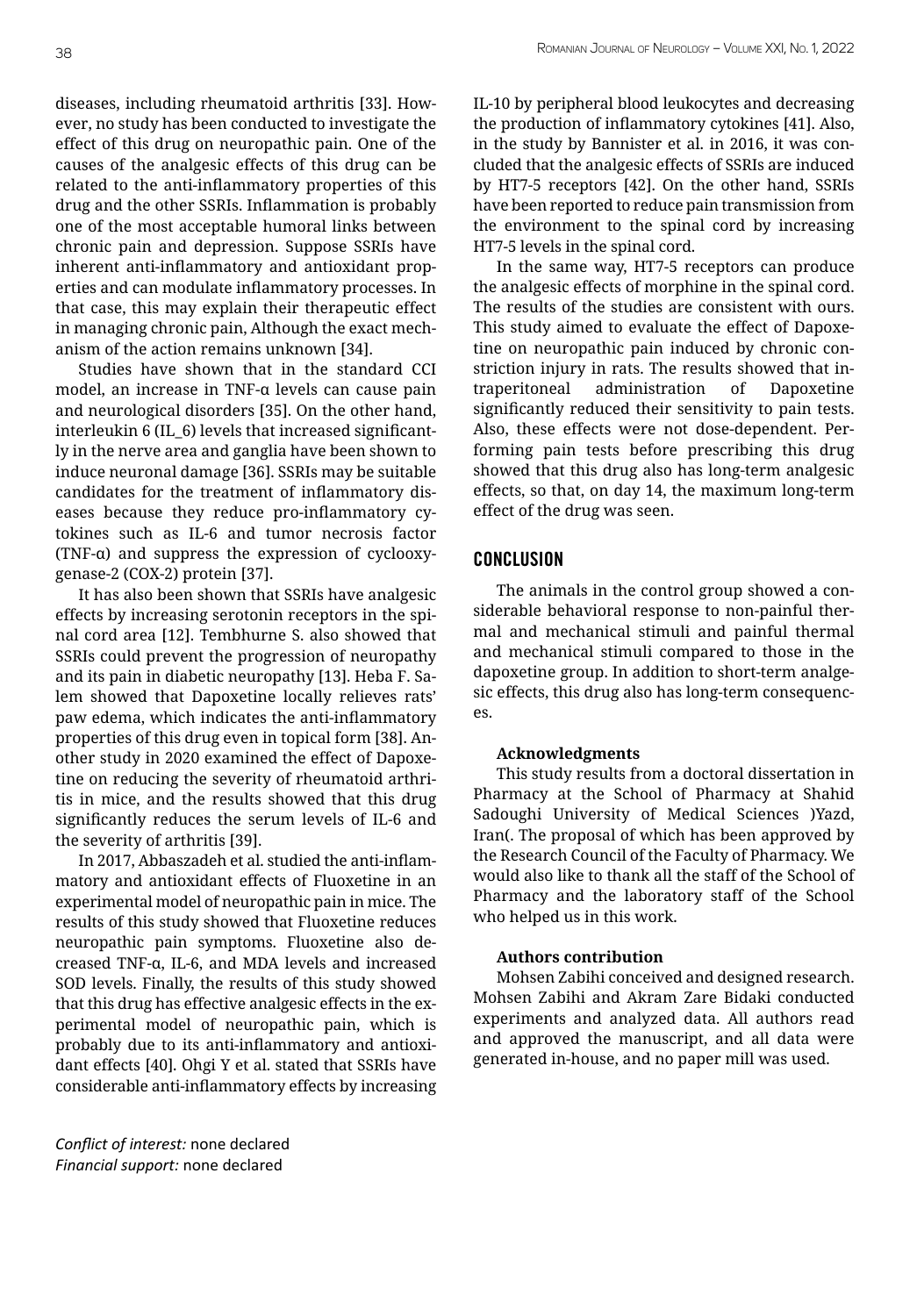diseases, including rheumatoid arthritis [33]. However, no study has been conducted to investigate the effect of this drug on neuropathic pain. One of the causes of the analgesic effects of this drug can be related to the anti-inflammatory properties of this drug and the other SSRIs. Inflammation is probably one of the most acceptable humoral links between chronic pain and depression. Suppose SSRIs have inherent anti-inflammatory and antioxidant properties and can modulate inflammatory processes. In that case, this may explain their therapeutic effect in managing chronic pain, Although the exact mechanism of the action remains unknown [34].

Studies have shown that in the standard CCI model, an increase in TNF-α levels can cause pain and neurological disorders [35]. On the other hand, interleukin 6 (IL_6) levels that increased significantly in the nerve area and ganglia have been shown to induce neuronal damage [36]. SSRIs may be suitable candidates for the treatment of inflammatory diseases because they reduce pro-inflammatory cytokines such as IL-6 and tumor necrosis factor (TNF-α) and suppress the expression of cyclooxygenase-2 (COX-2) protein [37].

It has also been shown that SSRIs have analgesic effects by increasing serotonin receptors in the spinal cord area [12]. Tembhurne S. also showed that SSRIs could prevent the progression of neuropathy and its pain in diabetic neuropathy [13]. Heba F. Salem showed that Dapoxetine locally relieves rats' paw edema, which indicates the anti-inflammatory properties of this drug even in topical form [38]. Another study in 2020 examined the effect of Dapoxetine on reducing the severity of rheumatoid arthritis in mice, and the results showed that this drug significantly reduces the serum levels of IL-6 and the severity of arthritis [39].

In 2017, Abbaszadeh et al. studied the anti-inflammatory and antioxidant effects of Fluoxetine in an experimental model of neuropathic pain in mice. The results of this study showed that Fluoxetine reduces neuropathic pain symptoms. Fluoxetine also decreased TNF-α, IL-6, and MDA levels and increased SOD levels. Finally, the results of this study showed that this drug has effective analgesic effects in the experimental model of neuropathic pain, which is probably due to its anti-inflammatory and antioxidant effects [40]. Ohgi Y et al. stated that SSRIs have considerable anti-inflammatory effects by increasing IL-10 by peripheral blood leukocytes and decreasing the production of inflammatory cytokines [41]. Also, in the study by Bannister et al. in 2016, it was concluded that the analgesic effects of SSRIs are induced by HT7-5 receptors [42]. On the other hand, SSRIs have been reported to reduce pain transmission from the environment to the spinal cord by increasing HT7-5 levels in the spinal cord.

In the same way, HT7-5 receptors can produce the analgesic effects of morphine in the spinal cord. The results of the studies are consistent with ours. This study aimed to evaluate the effect of Dapoxetine on neuropathic pain induced by chronic constriction injury in rats. The results showed that intraperitoneal administration of Dapoxetine significantly reduced their sensitivity to pain tests. Also, these effects were not dose-dependent. Performing pain tests before prescribing this drug showed that this drug also has long-term analgesic effects, so that, on day 14, the maximum long-term effect of the drug was seen.

## CONCLUSION

The animals in the control group showed a considerable behavioral response to non-painful thermal and mechanical stimuli and painful thermal and mechanical stimuli compared to those in the dapoxetine group. In addition to short-term analgesic effects, this drug also has long-term consequences.

**Acknowledgments**

This study results from a doctoral dissertation in Pharmacy at the School of Pharmacy at Shahid Sadoughi University of Medical Sciences )Yazd, Iran(. The proposal of which has been approved by the Research Council of the Faculty of Pharmacy. We would also like to thank all the staff of the School of Pharmacy and the laboratory staff of the School who helped us in this work.

**Authors contribution**

Mohsen Zabihi conceived and designed research. Mohsen Zabihi and Akram Zare Bidaki conducted experiments and analyzed data. All authors read and approved the manuscript, and all data were generated in-house, and no paper mill was used.

*Conflict of interest:* none declared
*Financial support:* none declared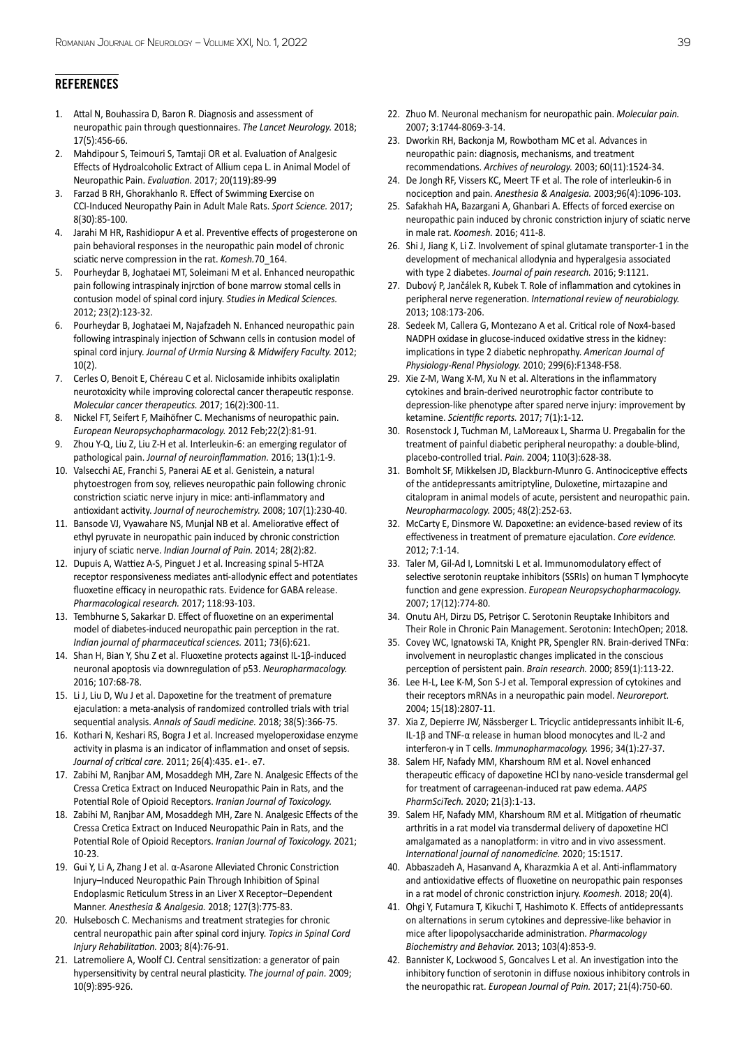## REFERENCES

1. Attal N, Bouhassira D, Baron R. Diagnosis and assessment of neuropathic pain through questionnaires. *The Lancet Neurology.* 2018; 17(5):456-66.
2. Mahdipour S, Teimouri S, Tamtaji OR et al. Evaluation of Analgesic Effects of Hydroalcoholic Extract of Allium cepa L. in Animal Model of Neuropathic Pain. *Evaluation.* 2017; 20(119):89-99
3. Farzad B RH, Ghorakhanlo R. Effect of Swimming Exercise on CCI-Induced Neuropathy Pain in Adult Male Rats. *Sport Science.* 2017; 8(30):85-100.
4. Jarahi M HR, Rashidiopur A et al. Preventive effects of progesterone on pain behavioral responses in the neuropathic pain model of chronic sciatic nerve compression in the rat. *Komesh.*70_164.
5. Pourheydar B, Joghataei MT, Soleimani M et al. Enhanced neuropathic pain following intraspinaly injrction of bone marrow stomal cells in contusion model of spinal cord injury. *Studies in Medical Sciences.* 2012; 23(2):123-32.
6. Pourheydar B, Joghataei M, Najafzadeh N. Enhanced neuropathic pain following intraspinaly injection of Schwann cells in contusion model of spinal cord injury. *Journal of Urmia Nursing & Midwifery Faculty.* 2012; 10(2).
7. Cerles O, Benoit E, Chéreau C et al. Niclosamide inhibits oxaliplatin neurotoxicity while improving colorectal cancer therapeutic response. *Molecular cancer therapeutics.* 2017; 16(2):300-11.
8. Nickel FT, Seifert F, Maihöfner C. Mechanisms of neuropathic pain. *European Neuropsychopharmacology.* 2012 Feb;22(2):81-91.
9. Zhou Y-Q, Liu Z, Liu Z-H et al. Interleukin-6: an emerging regulator of pathological pain. *Journal of neuroinflammation.* 2016; 13(1):1-9.
10. Valsecchi AE, Franchi S, Panerai AE et al. Genistein, a natural phytoestrogen from soy, relieves neuropathic pain following chronic constriction sciatic nerve injury in mice: anti-inflammatory and antioxidant activity. *Journal of neurochemistry.* 2008; 107(1):230-40.
11. Bansode VJ, Vyawahare NS, Munjal NB et al. Ameliorative effect of ethyl pyruvate in neuropathic pain induced by chronic constriction injury of sciatic nerve. *Indian Journal of Pain.* 2014; 28(2):82.
12. Dupuis A, Wattiez A-S, Pinguet J et al. Increasing spinal 5-HT2A receptor responsiveness mediates anti-allodynic effect and potentiates fluoxetine efficacy in neuropathic rats. Evidence for GABA release. *Pharmacological research.* 2017; 118:93-103.
13. Tembhurne S, Sakarkar D. Effect of fluoxetine on an experimental model of diabetes-induced neuropathic pain perception in the rat. *Indian journal of pharmaceutical sciences.* 2011; 73(6):621.
14. Shan H, Bian Y, Shu Z et al. Fluoxetine protects against IL-1β-induced neuronal apoptosis via downregulation of p53. *Neuropharmacology.* 2016; 107:68-78.
15. Li J, Liu D, Wu J et al. Dapoxetine for the treatment of premature ejaculation: a meta-analysis of randomized controlled trials with trial sequential analysis. *Annals of Saudi medicine.* 2018; 38(5):366-75.
16. Kothari N, Keshari RS, Bogra J et al. Increased myeloperoxidase enzyme activity in plasma is an indicator of inflammation and onset of sepsis. *Journal of critical care.* 2011; 26(4):435. e1-. e7.
17. Zabihi M, Ranjbar AM, Mosaddegh MH, Zare N. Analgesic Effects of the Cressa Cretica Extract on Induced Neuropathic Pain in Rats, and the Potential Role of Opioid Receptors. *Iranian Journal of Toxicology.*
18. Zabihi M, Ranjbar AM, Mosaddegh MH, Zare N. Analgesic Effects of the Cressa Cretica Extract on Induced Neuropathic Pain in Rats, and the Potential Role of Opioid Receptors. *Iranian Journal of Toxicology.* 2021; 10-23.
19. Gui Y, Li A, Zhang J et al. α-Asarone Alleviated Chronic Constriction Injury–Induced Neuropathic Pain Through Inhibition of Spinal Endoplasmic Reticulum Stress in an Liver X Receptor–Dependent Manner. *Anesthesia & Analgesia.* 2018; 127(3):775-83.
20. Hulsebosch C. Mechanisms and treatment strategies for chronic central neuropathic pain after spinal cord injury. *Topics in Spinal Cord Injury Rehabilitation.* 2003; 8(4):76-91.
21. Latremoliere A, Woolf CJ. Central sensitization: a generator of pain hypersensitivity by central neural plasticity. *The journal of pain.* 2009; 10(9):895-926.
22. Zhuo M. Neuronal mechanism for neuropathic pain. *Molecular pain.* 2007; 3:1744-8069-3-14.
23. Dworkin RH, Backonja M, Rowbotham MC et al. Advances in neuropathic pain: diagnosis, mechanisms, and treatment recommendations. *Archives of neurology.* 2003; 60(11):1524-34.
24. De Jongh RF, Vissers KC, Meert TF et al. The role of interleukin-6 in nociception and pain. *Anesthesia & Analgesia.* 2003;96(4):1096-103.
25. Safakhah HA, Bazargani A, Ghanbari A. Effects of forced exercise on neuropathic pain induced by chronic constriction injury of sciatic nerve in male rat. *Koomesh.* 2016; 411-8.
26. Shi J, Jiang K, Li Z. Involvement of spinal glutamate transporter-1 in the development of mechanical allodynia and hyperalgesia associated with type 2 diabetes. *Journal of pain research.* 2016; 9:1121.
27. Dubový P, Jančálek R, Kubek T. Role of inflammation and cytokines in peripheral nerve regeneration. *International review of neurobiology.* 2013; 108:173-206.
28. Sedeek M, Callera G, Montezano A et al. Critical role of Nox4-based NADPH oxidase in glucose-induced oxidative stress in the kidney: implications in type 2 diabetic nephropathy. *American Journal of Physiology-Renal Physiology.* 2010; 299(6):F1348-F58.
29. Xie Z-M, Wang X-M, Xu N et al. Alterations in the inflammatory cytokines and brain-derived neurotrophic factor contribute to depression-like phenotype after spared nerve injury: improvement by ketamine. *Scientific reports.* 2017; 7(1):1-12.
30. Rosenstock J, Tuchman M, LaMoreaux L, Sharma U. Pregabalin for the treatment of painful diabetic peripheral neuropathy: a double-blind, placebo-controlled trial. *Pain.* 2004; 110(3):628-38.
31. Bomholt SF, Mikkelsen JD, Blackburn-Munro G. Antinociceptive effects of the antidepressants amitriptyline, Duloxetine, mirtazapine and citalopram in animal models of acute, persistent and neuropathic pain. *Neuropharmacology.* 2005; 48(2):252-63.
32. McCarty E, Dinsmore W. Dapoxetine: an evidence-based review of its effectiveness in treatment of premature ejaculation. *Core evidence.* 2012; 7:1-14.
33. Taler M, Gil-Ad I, Lomnitski L et al. Immunomodulatory effect of selective serotonin reuptake inhibitors (SSRIs) on human T lymphocyte function and gene expression. *European Neuropsychopharmacology.* 2007; 17(12):774-80.
34. Onutu AH, Dirzu DS, Petrișor C. Serotonin Reuptake Inhibitors and Their Role in Chronic Pain Management. Serotonin: IntechOpen; 2018.
35. Covey WC, Ignatowski TA, Knight PR, Spengler RN. Brain-derived TNFα: involvement in neuroplastic changes implicated in the conscious perception of persistent pain. *Brain research.* 2000; 859(1):113-22.
36. Lee H-L, Lee K-M, Son S-J et al. Temporal expression of cytokines and their receptors mRNAs in a neuropathic pain model. *Neuroreport.* 2004; 15(18):2807-11.
37. Xia Z, Depierre JW, Nässberger L. Tricyclic antidepressants inhibit IL-6, IL-1β and TNF-α release in human blood monocytes and IL-2 and interferon-γ in T cells. *Immunopharmacology.* 1996; 34(1):27-37.
38. Salem HF, Nafady MM, Kharshoum RM et al. Novel enhanced therapeutic efficacy of dapoxetine HCl by nano-vesicle transdermal gel for treatment of carrageenan-induced rat paw edema. *AAPS PharmSciTech.* 2020; 21(3):1-13.
39. Salem HF, Nafady MM, Kharshoum RM et al. Mitigation of rheumatic arthritis in a rat model via transdermal delivery of dapoxetine HCl amalgamated as a nanoplatform: in vitro and in vivo assessment. *International journal of nanomedicine.* 2020; 15:1517.
40. Abbaszadeh A, Hasanvand A, Kharazmkia A et al. Anti-inflammatory and antioxidative effects of fluoxetine on neuropathic pain responses in a rat model of chronic constriction injury. *Koomesh.* 2018; 20(4).
41. Ohgi Y, Futamura T, Kikuchi T, Hashimoto K. Effects of antidepressants on alternations in serum cytokines and depressive-like behavior in mice after lipopolysaccharide administration. *Pharmacology Biochemistry and Behavior.* 2013; 103(4):853-9.
42. Bannister K, Lockwood S, Goncalves L et al. An investigation into the inhibitory function of serotonin in diffuse noxious inhibitory controls in the neuropathic rat. *European Journal of Pain.* 2017; 21(4):750-60.